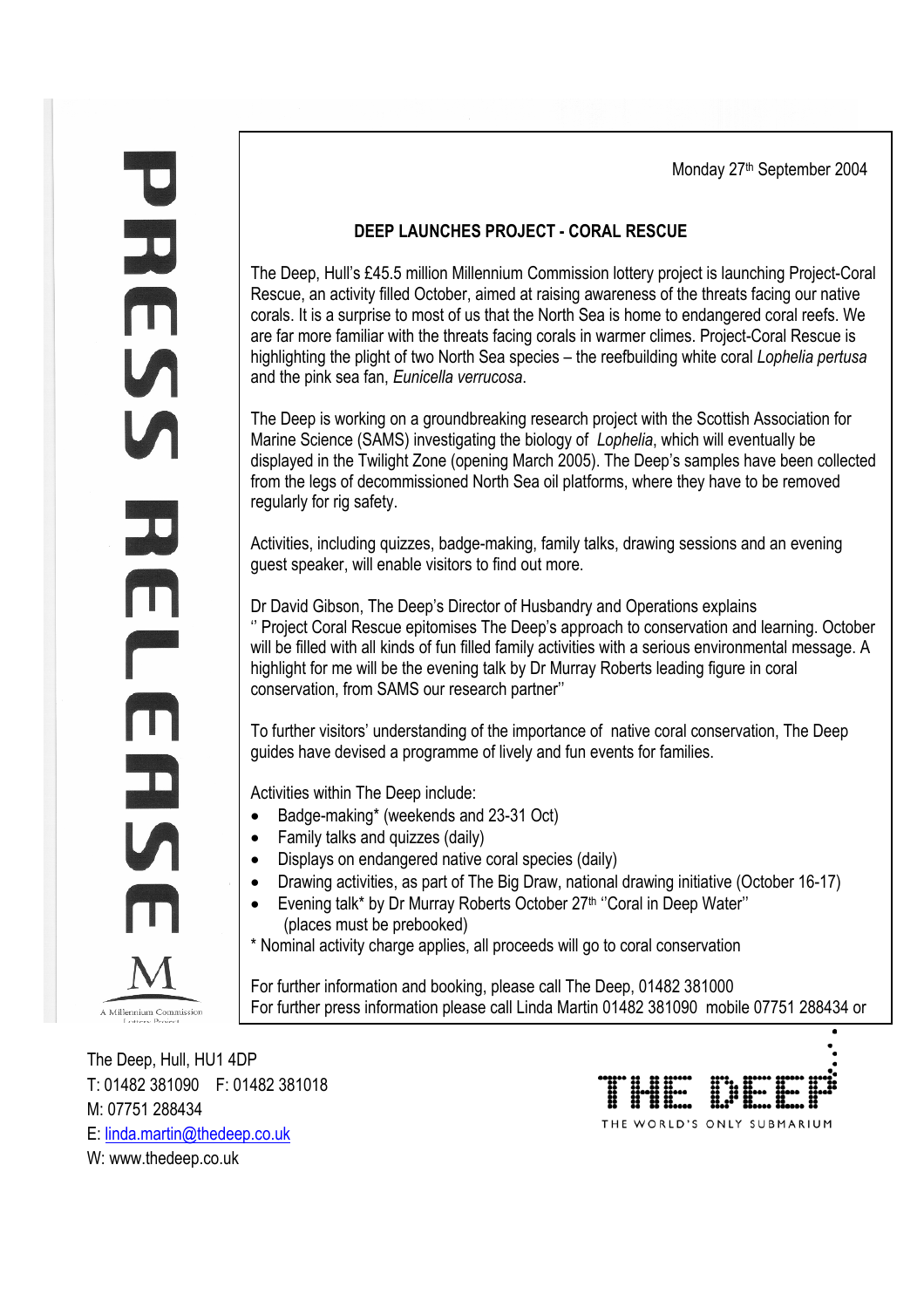PRESS RELEASE

Monday 27th September 2004

## DEEP LAUNCHES PROJECT - CORAL RESCUE

The Deep, Hull's £45.5 million Millennium Commission lottery project is launching Project-Coral Rescue, an activity filled October, aimed at raising awareness of the threats facing our native corals. It is a surprise to most of us that the North Sea is home to endangered coral reefs. We are far more familiar with the threats facing corals in warmer climes. Project-Coral Rescue is highlighting the plight of two North Sea species – the reefbuilding white coral *Lophelia pertusa* and the pink sea fan, *Eunicella verrucosa*.

The Deep is working on a groundbreaking research project with the Scottish Association for Marine Science (SAMS) investigating the biology of *Lophelia*, which will eventually be displayed in the Twilight Zone (opening March 2005). The Deep's samples have been collected from the legs of decommissioned North Sea oil platforms, where they have to be removed regularly for rig safety.

Activities, including quizzes, badge-making, family talks, drawing sessions and an evening guest speaker, will enable visitors to find out more.

Dr David Gibson, The Deep's Director of Husbandry and Operations explains
'' Project Coral Rescue epitomises The Deep's approach to conservation and learning. October will be filled with all kinds of fun filled family activities with a serious environmental message. A highlight for me will be the evening talk by Dr Murray Roberts leading figure in coral conservation, from SAMS our research partner''

To further visitors' understanding of the importance of native coral conservation, The Deep guides have devised a programme of lively and fun events for families.

Activities within The Deep include:

- Badge-making* (weekends and 23-31 Oct)
- Family talks and quizzes (daily)
- Displays on endangered native coral species (daily)
- Drawing activities, as part of The Big Draw, national drawing initiative (October 16-17)
- Evening talk* by Dr Murray Roberts October 27th ''Coral in Deep Water'' (places must be prebooked)

* Nominal activity charge applies, all proceeds will go to coral conservation

For further information and booking, please call The Deep, 01482 381000
For further press information please call Linda Martin 01482 381090 mobile 07751 288434 or

A Millennium Commission Lottery Project

The Deep, Hull, HU1 4DP
T: 01482 381090 F: 01482 381018
M: 07751 288434
E: linda.martin@thedeep.co.uk
W: www.thedeep.co.uk

THE DEEP
THE WORLD'S ONLY SUBMARIUM